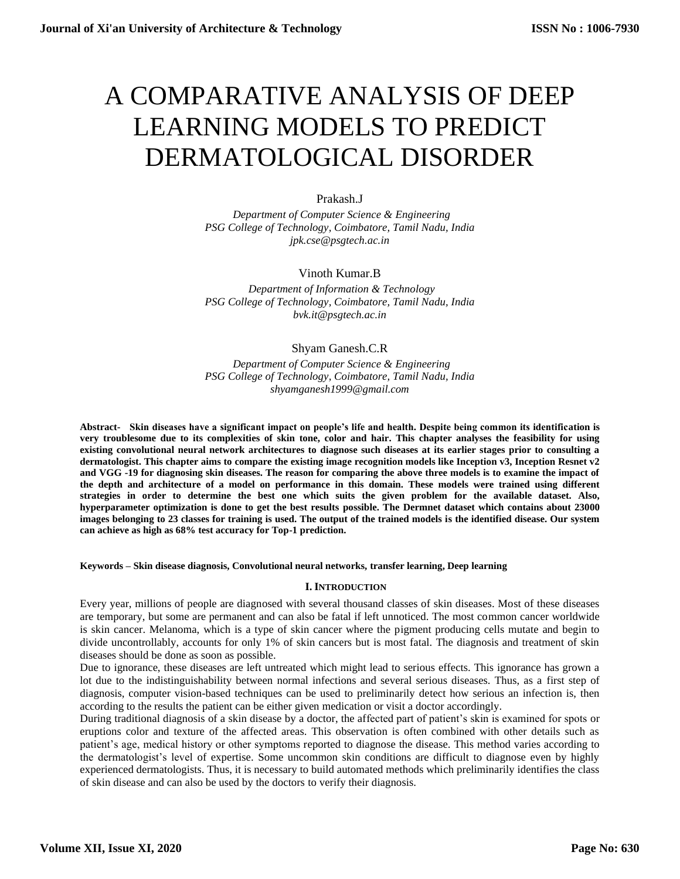# A COMPARATIVE ANALYSIS OF DEEP LEARNING MODELS TO PREDICT DERMATOLOGICAL DISORDER

Prakash.J

*Department of Computer Science & Engineering*
*PSG College of Technology, Coimbatore, Tamil Nadu, India*
*jpk.cse@psgtech.ac.in*

Vinoth Kumar.B

*Department of Information & Technology*
*PSG College of Technology, Coimbatore, Tamil Nadu, India*
*bvk.it@psgtech.ac.in*

Shyam Ganesh.C.R

*Department of Computer Science & Engineering*
*PSG College of Technology, Coimbatore, Tamil Nadu, India*
*shyamganesh1999@gmail.com*

**Abstract- Skin diseases have a significant impact on people's life and health. Despite being common its identification is very troublesome due to its complexities of skin tone, color and hair. This chapter analyses the feasibility for using existing convolutional neural network architectures to diagnose such diseases at its earlier stages prior to consulting a dermatologist. This chapter aims to compare the existing image recognition models like Inception v3, Inception Resnet v2 and VGG -19 for diagnosing skin diseases. The reason for comparing the above three models is to examine the impact of the depth and architecture of a model on performance in this domain. These models were trained using different strategies in order to determine the best one which suits the given problem for the available dataset. Also, hyperparameter optimization is done to get the best results possible. The Dermnet dataset which contains about 23000 images belonging to 23 classes for training is used. The output of the trained models is the identified disease. Our system can achieve as high as 68% test accuracy for Top-1 prediction.**

**Keywords – Skin disease diagnosis, Convolutional neural networks, transfer learning, Deep learning**

## I. INTRODUCTION

Every year, millions of people are diagnosed with several thousand classes of skin diseases. Most of these diseases are temporary, but some are permanent and can also be fatal if left unnoticed. The most common cancer worldwide is skin cancer. Melanoma, which is a type of skin cancer where the pigment producing cells mutate and begin to divide uncontrollably, accounts for only 1% of skin cancers but is most fatal. The diagnosis and treatment of skin diseases should be done as soon as possible.

Due to ignorance, these diseases are left untreated which might lead to serious effects. This ignorance has grown a lot due to the indistinguishability between normal infections and several serious diseases. Thus, as a first step of diagnosis, computer vision-based techniques can be used to preliminarily detect how serious an infection is, then according to the results the patient can be either given medication or visit a doctor accordingly.

During traditional diagnosis of a skin disease by a doctor, the affected part of patient's skin is examined for spots or eruptions color and texture of the affected areas. This observation is often combined with other details such as patient's age, medical history or other symptoms reported to diagnose the disease. This method varies according to the dermatologist's level of expertise. Some uncommon skin conditions are difficult to diagnose even by highly experienced dermatologists. Thus, it is necessary to build automated methods which preliminarily identifies the class of skin disease and can also be used by the doctors to verify their diagnosis.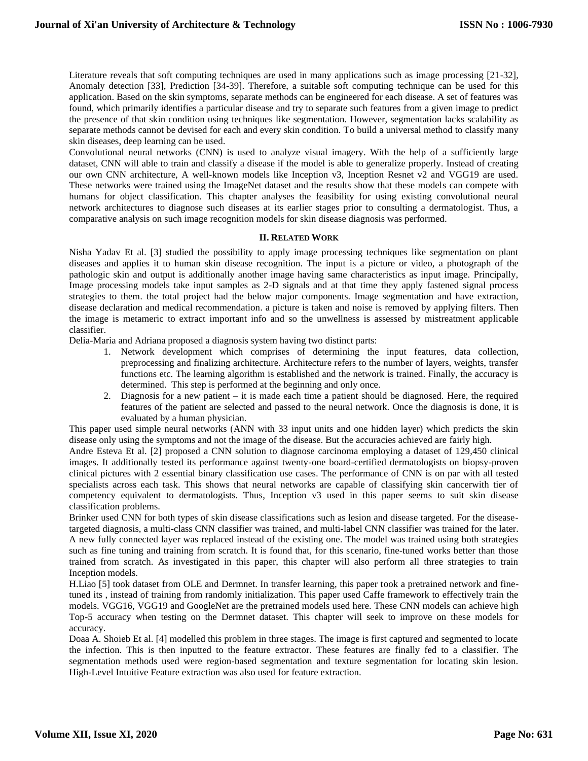Literature reveals that soft computing techniques are used in many applications such as image processing [21-32], Anomaly detection [33], Prediction [34-39]. Therefore, a suitable soft computing technique can be used for this application. Based on the skin symptoms, separate methods can be engineered for each disease. A set of features was found, which primarily identifies a particular disease and try to separate such features from a given image to predict the presence of that skin condition using techniques like segmentation. However, segmentation lacks scalability as separate methods cannot be devised for each and every skin condition. To build a universal method to classify many skin diseases, deep learning can be used.

Convolutional neural networks (CNN) is used to analyze visual imagery. With the help of a sufficiently large dataset, CNN will able to train and classify a disease if the model is able to generalize properly. Instead of creating our own CNN architecture, A well-known models like Inception v3, Inception Resnet v2 and VGG19 are used. These networks were trained using the ImageNet dataset and the results show that these models can compete with humans for object classification. This chapter analyses the feasibility for using existing convolutional neural network architectures to diagnose such diseases at its earlier stages prior to consulting a dermatologist. Thus, a comparative analysis on such image recognition models for skin disease diagnosis was performed.

## II. Related Work

Nisha Yadav Et al. [3] studied the possibility to apply image processing techniques like segmentation on plant diseases and applies it to human skin disease recognition. The input is a picture or video, a photograph of the pathologic skin and output is additionally another image having same characteristics as input image. Principally, Image processing models take input samples as 2-D signals and at that time they apply fastened signal process strategies to them. the total project had the below major components. Image segmentation and have extraction, disease declaration and medical recommendation. a picture is taken and noise is removed by applying filters. Then the image is metameric to extract important info and so the unwellness is assessed by mistreatment applicable classifier.

Delia-Maria and Adriana proposed a diagnosis system having two distinct parts:

1. Network development which comprises of determining the input features, data collection, preprocessing and finalizing architecture. Architecture refers to the number of layers, weights, transfer functions etc. The learning algorithm is established and the network is trained. Finally, the accuracy is determined. This step is performed at the beginning and only once.
2. Diagnosis for a new patient – it is made each time a patient should be diagnosed. Here, the required features of the patient are selected and passed to the neural network. Once the diagnosis is done, it is evaluated by a human physician.

This paper used simple neural networks (ANN with 33 input units and one hidden layer) which predicts the skin disease only using the symptoms and not the image of the disease. But the accuracies achieved are fairly high.

Andre Esteva Et al. [2] proposed a CNN solution to diagnose carcinoma employing a dataset of 129,450 clinical images. It additionally tested its performance against twenty-one board-certified dermatologists on biopsy-proven clinical pictures with 2 essential binary classification use cases. The performance of CNN is on par with all tested specialists across each task. This shows that neural networks are capable of classifying skin cancerwith tier of competency equivalent to dermatologists. Thus, Inception v3 used in this paper seems to suit skin disease classification problems.

Brinker used CNN for both types of skin disease classifications such as lesion and disease targeted. For the disease-targeted diagnosis, a multi-class CNN classifier was trained, and multi-label CNN classifier was trained for the later. A new fully connected layer was replaced instead of the existing one. The model was trained using both strategies such as fine tuning and training from scratch. It is found that, for this scenario, fine-tuned works better than those trained from scratch. As investigated in this paper, this chapter will also perform all three strategies to train Inception models.

H.Liao [5] took dataset from OLE and Dermnet. In transfer learning, this paper took a pretrained network and fine-tuned its , instead of training from randomly initialization. This paper used Caffe framework to effectively train the models. VGG16, VGG19 and GoogleNet are the pretrained models used here. These CNN models can achieve high Top-5 accuracy when testing on the Dermnet dataset. This chapter will seek to improve on these models for accuracy.

Doaa A. Shoieb Et al. [4] modelled this problem in three stages. The image is first captured and segmented to locate the infection. This is then inputted to the feature extractor. These features are finally fed to a classifier. The segmentation methods used were region-based segmentation and texture segmentation for locating skin lesion. High-Level Intuitive Feature extraction was also used for feature extraction.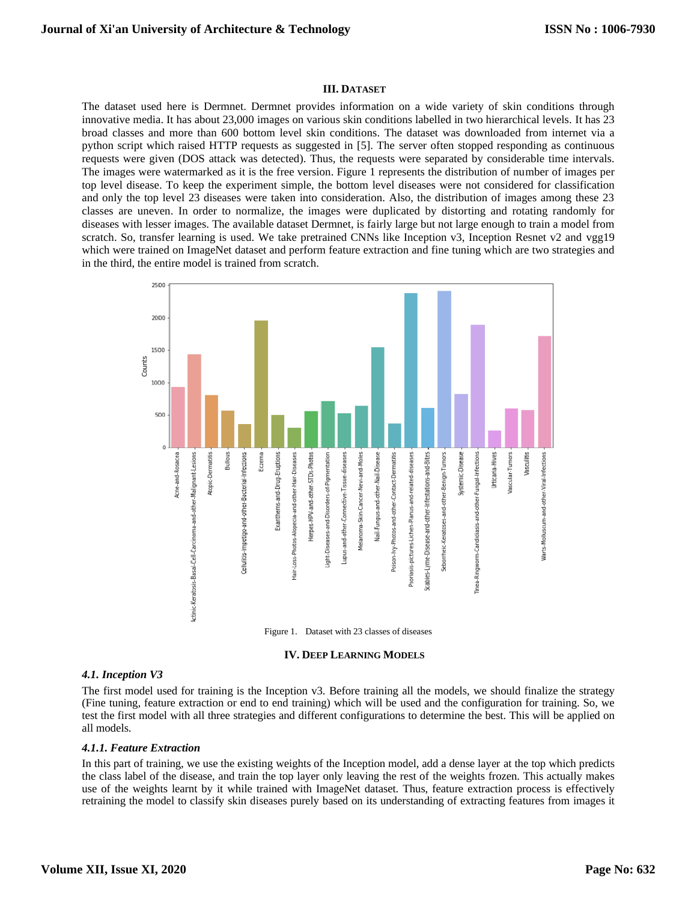## III. DATASET

The dataset used here is Dermnet. Dermnet provides information on a wide variety of skin conditions through innovative media. It has about 23,000 images on various skin conditions labelled in two hierarchical levels. It has 23 broad classes and more than 600 bottom level skin conditions. The dataset was downloaded from internet via a python script which raised HTTP requests as suggested in [5]. The server often stopped responding as continuous requests were given (DOS attack was detected). Thus, the requests were separated by considerable time intervals. The images were watermarked as it is the free version. Figure 1 represents the distribution of number of images per top level disease. To keep the experiment simple, the bottom level diseases were not considered for classification and only the top level 23 diseases were taken into consideration. Also, the distribution of images among these 23 classes are uneven. In order to normalize, the images were duplicated by distorting and rotating randomly for diseases with lesser images. The available dataset Dermnet, is fairly large but not large enough to train a model from scratch. So, transfer learning is used. We take pretrained CNNs like Inception v3, Inception Resnet v2 and vgg19 which were trained on ImageNet dataset and perform feature extraction and fine tuning which are two strategies and in the third, the entire model is trained from scratch.

Figure 1. Dataset with 23 classes of diseases

## IV. DEEP LEARNING MODELS

### *4.1. Inception V3*

The first model used for training is the Inception v3. Before training all the models, we should finalize the strategy (Fine tuning, feature extraction or end to end training) which will be used and the configuration for training. So, we test the first model with all three strategies and different configurations to determine the best. This will be applied on all models.

#### *4.1.1. Feature Extraction*

In this part of training, we use the existing weights of the Inception model, add a dense layer at the top which predicts the class label of the disease, and train the top layer only leaving the rest of the weights frozen. This actually makes use of the weights learnt by it while trained with ImageNet dataset. Thus, feature extraction process is effectively retraining the model to classify skin diseases purely based on its understanding of extracting features from images it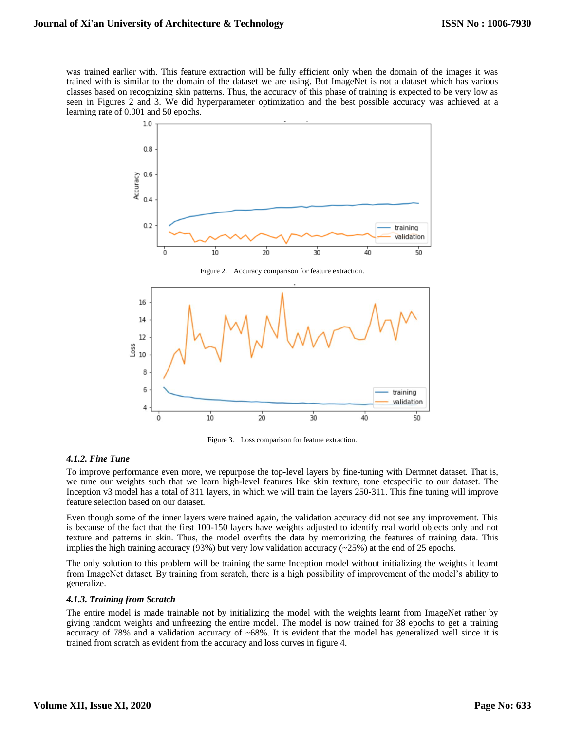was trained earlier with. This feature extraction will be fully efficient only when the domain of the images it was trained with is similar to the domain of the dataset we are using. But ImageNet is not a dataset which has various classes based on recognizing skin patterns. Thus, the accuracy of this phase of training is expected to be very low as seen in Figures 2 and 3. We did hyperparameter optimization and the best possible accuracy was achieved at a learning rate of 0.001 and 50 epochs.

Figure 2. Accuracy comparison for feature extraction.

Figure 3. Loss comparison for feature extraction.

#### *4.1.2. Fine Tune*

To improve performance even more, we repurpose the top-level layers by fine-tuning with Dermnet dataset. That is, we tune our weights such that we learn high-level features like skin texture, tone etcspecific to our dataset. The Inception v3 model has a total of 311 layers, in which we will train the layers 250-311. This fine tuning will improve feature selection based on our dataset.

Even though some of the inner layers were trained again, the validation accuracy did not see any improvement. This is because of the fact that the first 100-150 layers have weights adjusted to identify real world objects only and not texture and patterns in skin. Thus, the model overfits the data by memorizing the features of training data. This implies the high training accuracy (93%) but very low validation accuracy (~25%) at the end of 25 epochs.

The only solution to this problem will be training the same Inception model without initializing the weights it learnt from ImageNet dataset. By training from scratch, there is a high possibility of improvement of the model's ability to generalize.

#### *4.1.3. Training from Scratch*

The entire model is made trainable not by initializing the model with the weights learnt from ImageNet rather by giving random weights and unfreezing the entire model. The model is now trained for 38 epochs to get a training accuracy of 78% and a validation accuracy of ~68%. It is evident that the model has generalized well since it is trained from scratch as evident from the accuracy and loss curves in figure 4.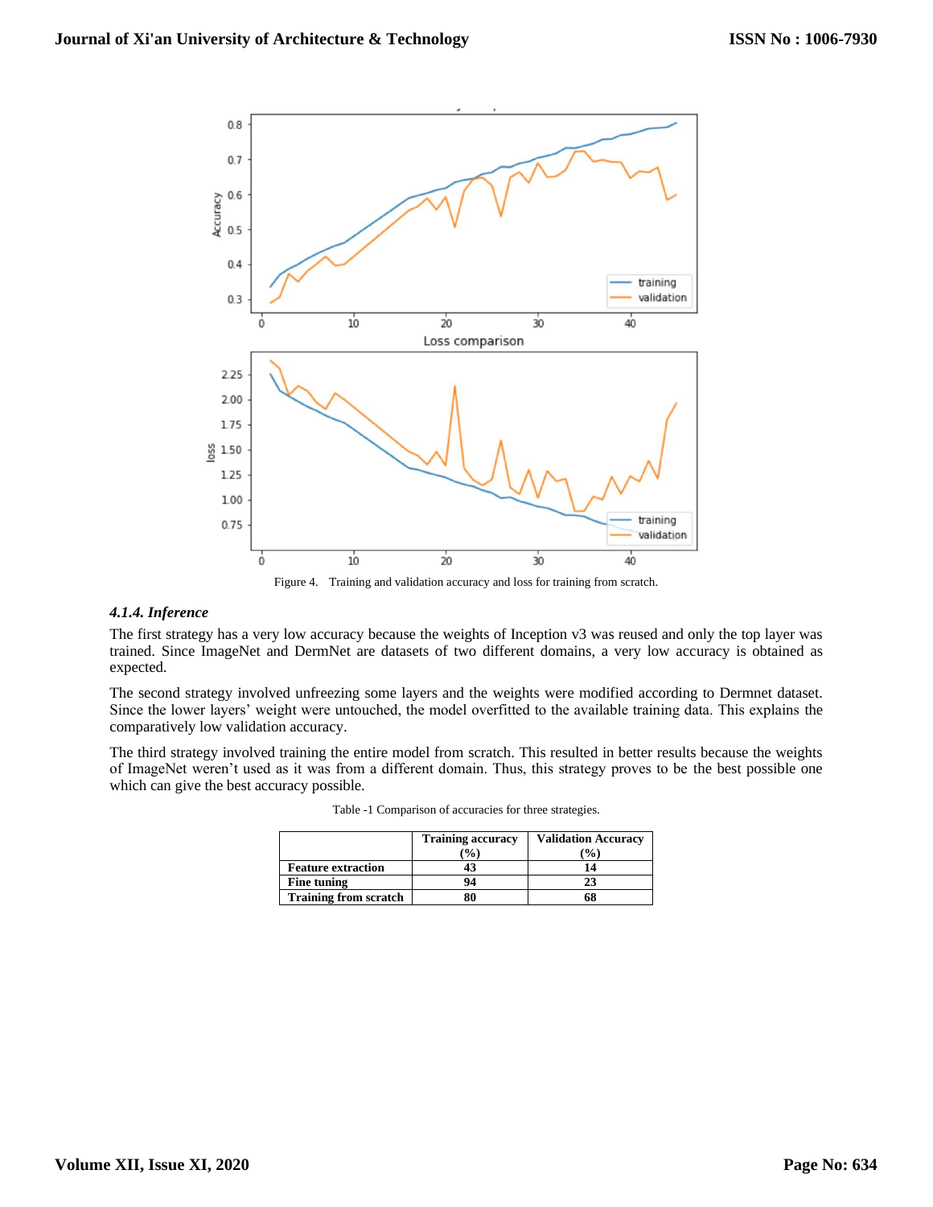Figure 4. Training and validation accuracy and loss for training from scratch.

#### 4.1.4. Inference

The first strategy has a very low accuracy because the weights of Inception v3 was reused and only the top layer was trained. Since ImageNet and DermNet are datasets of two different domains, a very low accuracy is obtained as expected.

The second strategy involved unfreezing some layers and the weights were modified according to Dermnet dataset. Since the lower layers' weight were untouched, the model overfitted to the available training data. This explains the comparatively low validation accuracy.

The third strategy involved training the entire model from scratch. This resulted in better results because the weights of ImageNet weren't used as it was from a different domain. Thus, this strategy proves to be the best possible one which can give the best accuracy possible.

Table -1 Comparison of accuracies for three strategies.

| | **Training accuracy (%)** | **Validation Accuracy (%)** |
|---|---|---|
| **Feature extraction** | **43** | **14** |
| **Fine tuning** | **94** | **23** |
| **Training from scratch** | **80** | **68** |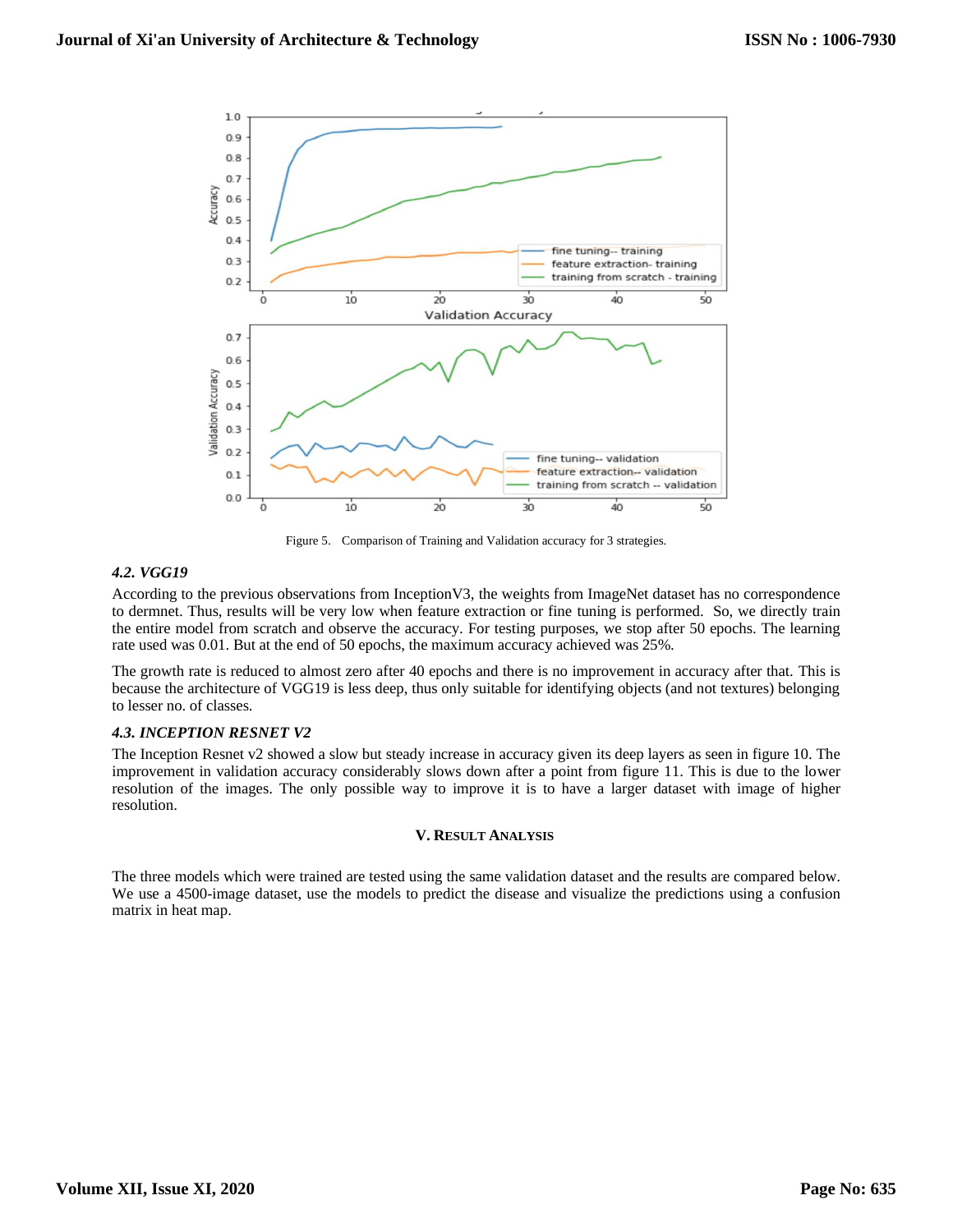Figure 5. Comparison of Training and Validation accuracy for 3 strategies.

### *4.2. VGG19*

According to the previous observations from InceptionV3, the weights from ImageNet dataset has no correspondence to dermnet. Thus, results will be very low when feature extraction or fine tuning is performed. So, we directly train the entire model from scratch and observe the accuracy. For testing purposes, we stop after 50 epochs. The learning rate used was 0.01. But at the end of 50 epochs, the maximum accuracy achieved was 25%.

The growth rate is reduced to almost zero after 40 epochs and there is no improvement in accuracy after that. This is because the architecture of VGG19 is less deep, thus only suitable for identifying objects (and not textures) belonging to lesser no. of classes.

### *4.3. INCEPTION RESNET V2*

The Inception Resnet v2 showed a slow but steady increase in accuracy given its deep layers as seen in figure 10. The improvement in validation accuracy considerably slows down after a point from figure 11. This is due to the lower resolution of the images. The only possible way to improve it is to have a larger dataset with image of higher resolution.

## V. Result Analysis

The three models which were trained are tested using the same validation dataset and the results are compared below. We use a 4500-image dataset, use the models to predict the disease and visualize the predictions using a confusion matrix in heat map.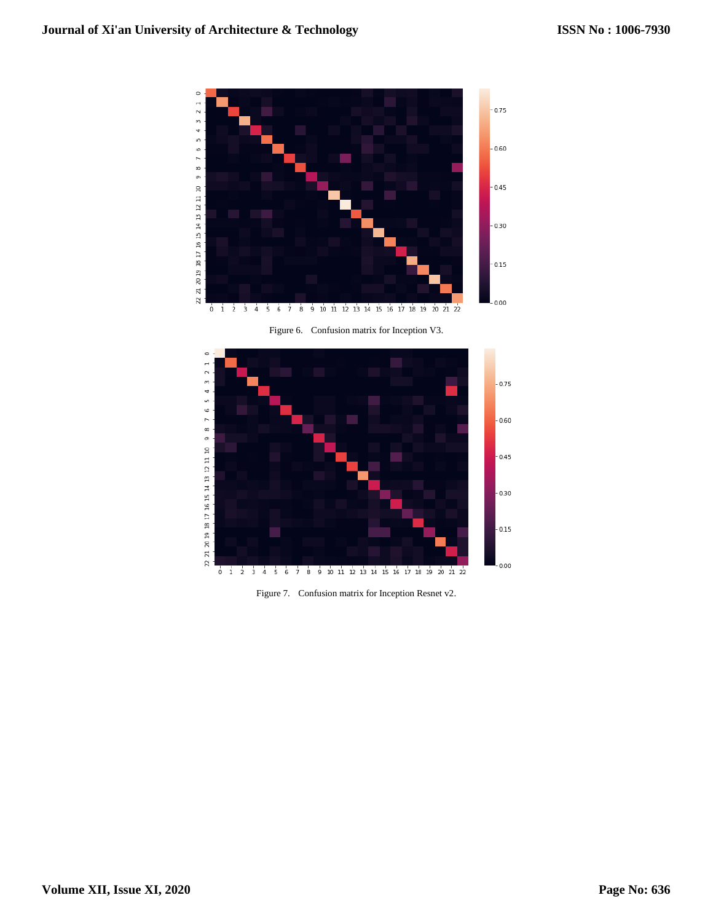Figure 6. Confusion matrix for Inception V3.

Figure 7. Confusion matrix for Inception Resnet v2.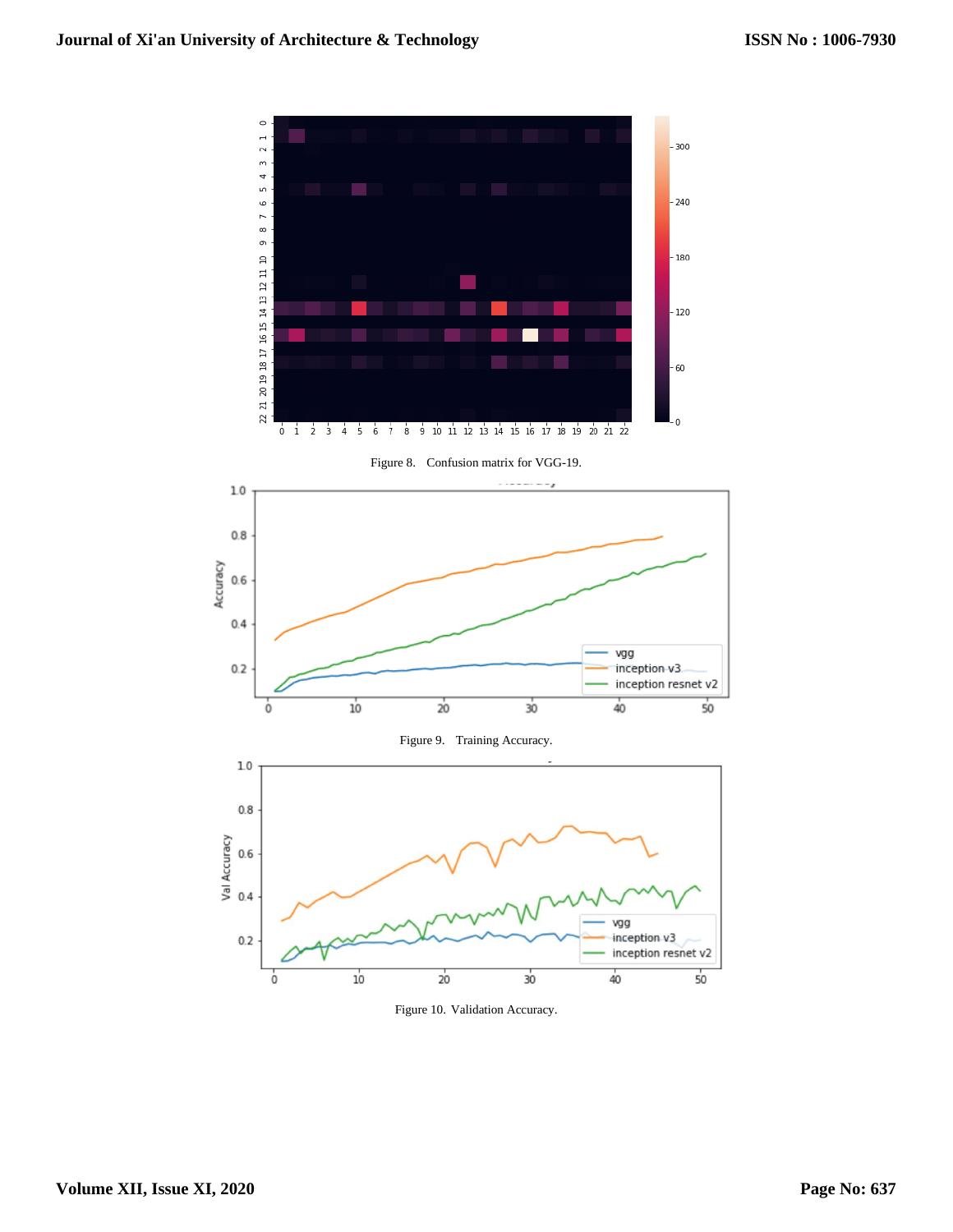Figure 8. Confusion matrix for VGG-19.

Figure 9. Training Accuracy.

Figure 10. Validation Accuracy.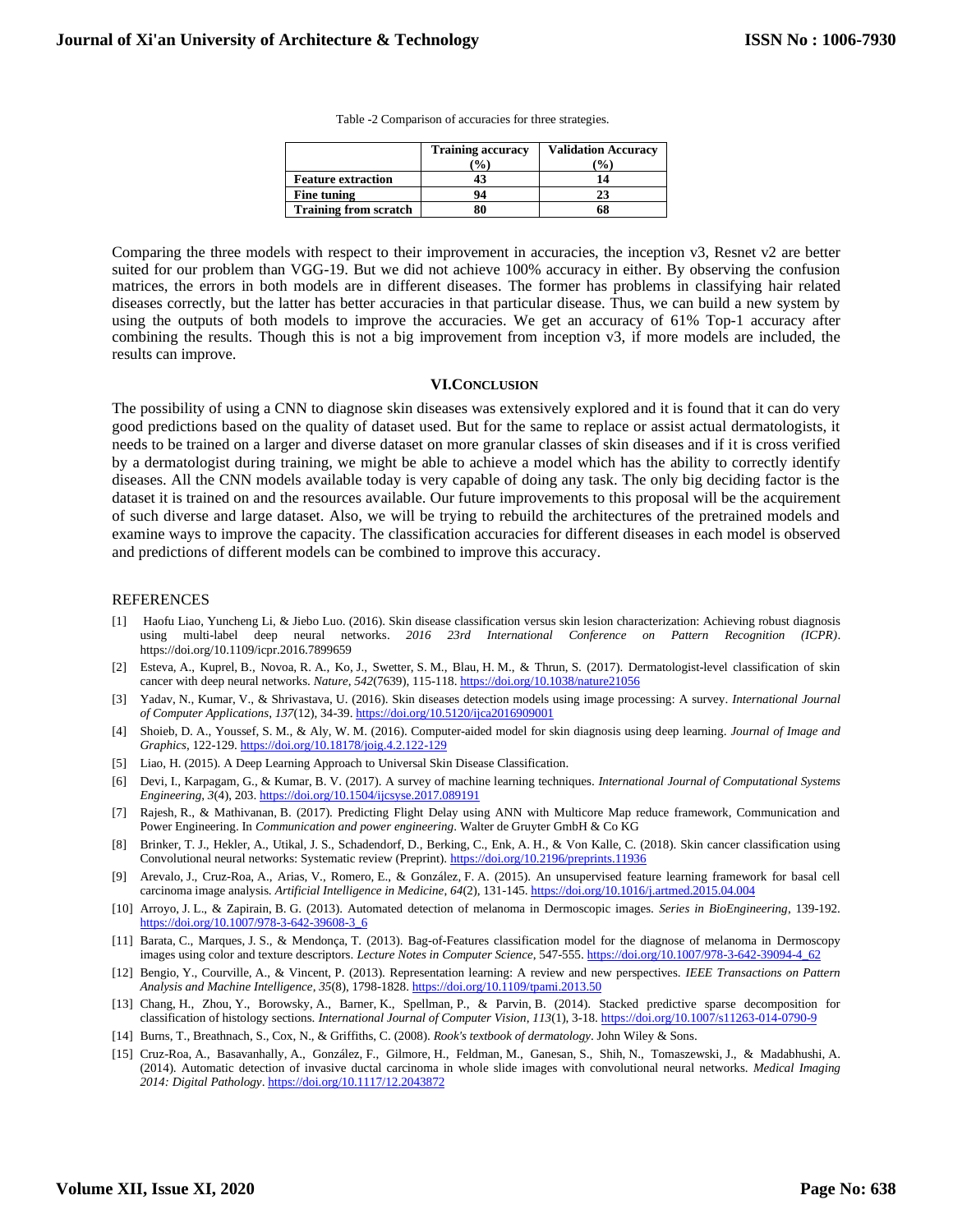Table -2 Comparison of accuracies for three strategies.

| | Training accuracy (%) | Validation Accuracy (%) |
|---|---|---|
| **Feature extraction** | **43** | **14** |
| **Fine tuning** | **94** | **23** |
| **Training from scratch** | **80** | **68** |

Comparing the three models with respect to their improvement in accuracies, the inception v3, Resnet v2 are better suited for our problem than VGG-19. But we did not achieve 100% accuracy in either. By observing the confusion matrices, the errors in both models are in different diseases. The former has problems in classifying hair related diseases correctly, but the latter has better accuracies in that particular disease. Thus, we can build a new system by using the outputs of both models to improve the accuracies. We get an accuracy of 61% Top-1 accuracy after combining the results. Though this is not a big improvement from inception v3, if more models are included, the results can improve.

## VI. Conclusion

The possibility of using a CNN to diagnose skin diseases was extensively explored and it is found that it can do very good predictions based on the quality of dataset used. But for the same to replace or assist actual dermatologists, it needs to be trained on a larger and diverse dataset on more granular classes of skin diseases and if it is cross verified by a dermatologist during training, we might be able to achieve a model which has the ability to correctly identify diseases. All the CNN models available today is very capable of doing any task. The only big deciding factor is the dataset it is trained on and the resources available. Our future improvements to this proposal will be the acquirement of such diverse and large dataset. Also, we will be trying to rebuild the architectures of the pretrained models and examine ways to improve the capacity. The classification accuracies for different diseases in each model is observed and predictions of different models can be combined to improve this accuracy.

## REFERENCES

[1] Haofu Liao, Yuncheng Li, & Jiebo Luo. (2016). Skin disease classification versus skin lesion characterization: Achieving robust diagnosis using multi-label deep neural networks. *2016 23rd International Conference on Pattern Recognition (ICPR)*. https://doi.org/10.1109/icpr.2016.7899659

[2] Esteva, A., Kuprel, B., Novoa, R. A., Ko, J., Swetter, S. M., Blau, H. M., & Thrun, S. (2017). Dermatologist-level classification of skin cancer with deep neural networks. *Nature*, *542*(7639), 115-118. https://doi.org/10.1038/nature21056

[3] Yadav, N., Kumar, V., & Shrivastava, U. (2016). Skin diseases detection models using image processing: A survey. *International Journal of Computer Applications*, *137*(12), 34-39. https://doi.org/10.5120/ijca2016909001

[4] Shoieb, D. A., Youssef, S. M., & Aly, W. M. (2016). Computer-aided model for skin diagnosis using deep learning. *Journal of Image and Graphics*, 122-129. https://doi.org/10.18178/joig.4.2.122-129

[5] Liao, H. (2015). A Deep Learning Approach to Universal Skin Disease Classification.

[6] Devi, I., Karpagam, G., & Kumar, B. V. (2017). A survey of machine learning techniques. *International Journal of Computational Systems Engineering*, *3*(4), 203. https://doi.org/10.1504/ijcsyse.2017.089191

[7] Rajesh, R., & Mathivanan, B. (2017). Predicting Flight Delay using ANN with Multicore Map reduce framework, Communication and Power Engineering. In *Communication and power engineering*. Walter de Gruyter GmbH & Co KG

[8] Brinker, T. J., Hekler, A., Utikal, J. S., Schadendorf, D., Berking, C., Enk, A. H., & Von Kalle, C. (2018). Skin cancer classification using Convolutional neural networks: Systematic review (Preprint). https://doi.org/10.2196/preprints.11936

[9] Arevalo, J., Cruz-Roa, A., Arias, V., Romero, E., & González, F. A. (2015). An unsupervised feature learning framework for basal cell carcinoma image analysis. *Artificial Intelligence in Medicine*, *64*(2), 131-145. https://doi.org/10.1016/j.artmed.2015.04.004

[10] Arroyo, J. L., & Zapirain, B. G. (2013). Automated detection of melanoma in Dermoscopic images. *Series in BioEngineering*, 139-192. https://doi.org/10.1007/978-3-642-39608-3_6

[11] Barata, C., Marques, J. S., & Mendonça, T. (2013). Bag-of-Features classification model for the diagnose of melanoma in Dermoscopy images using color and texture descriptors. *Lecture Notes in Computer Science*, 547-555. https://doi.org/10.1007/978-3-642-39094-4_62

[12] Bengio, Y., Courville, A., & Vincent, P. (2013). Representation learning: A review and new perspectives. *IEEE Transactions on Pattern Analysis and Machine Intelligence*, *35*(8), 1798-1828. https://doi.org/10.1109/tpami.2013.50

[13] Chang, H., Zhou, Y., Borowsky, A., Barner, K., Spellman, P., & Parvin, B. (2014). Stacked predictive sparse decomposition for classification of histology sections. *International Journal of Computer Vision*, *113*(1), 3-18. https://doi.org/10.1007/s11263-014-0790-9

[14] Burns, T., Breathnach, S., Cox, N., & Griffiths, C. (2008). *Rook's textbook of dermatology*. John Wiley & Sons.

[15] Cruz-Roa, A., Basavanhally, A., González, F., Gilmore, H., Feldman, M., Ganesan, S., Shih, N., Tomaszewski, J., & Madabhushi, A. (2014). Automatic detection of invasive ductal carcinoma in whole slide images with convolutional neural networks. *Medical Imaging 2014: Digital Pathology*. https://doi.org/10.1117/12.2043872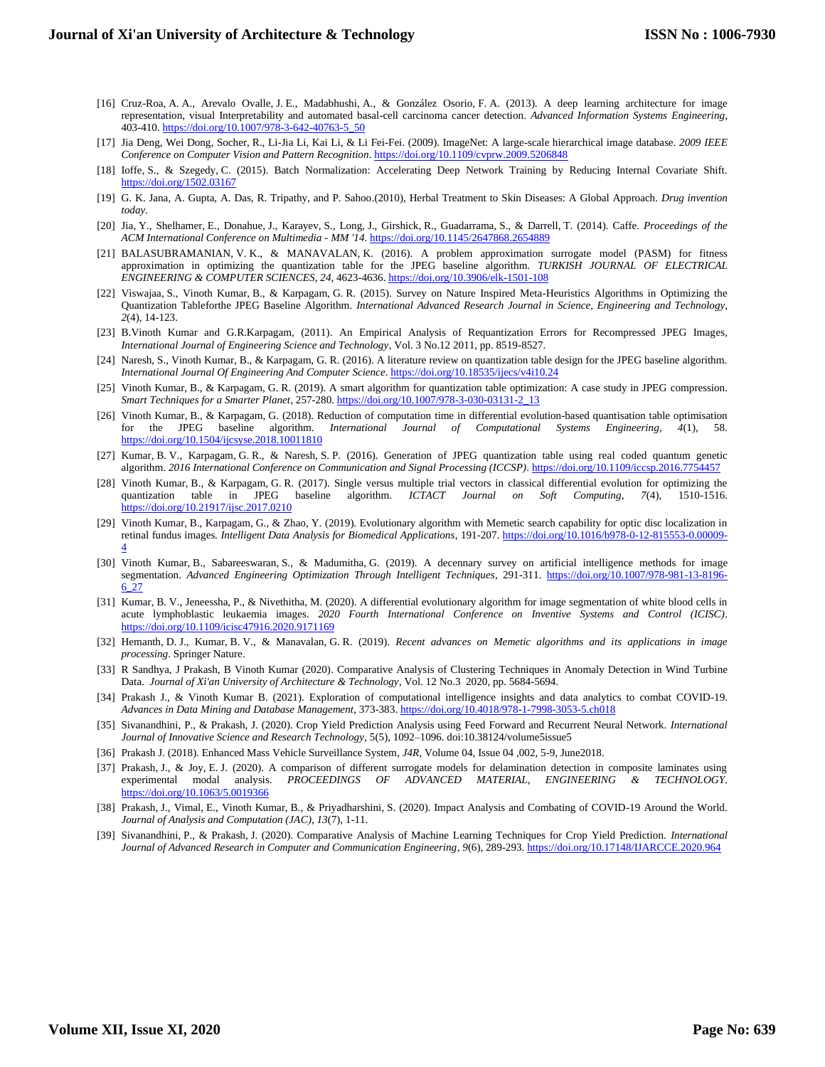[16] Cruz-Roa, A. A., Arevalo Ovalle, J. E., Madabhushi, A., & González Osorio, F. A. (2013). A deep learning architecture for image representation, visual Interpretability and automated basal-cell carcinoma cancer detection. *Advanced Information Systems Engineering*, 403-410. https://doi.org/10.1007/978-3-642-40763-5_50

[17] Jia Deng, Wei Dong, Socher, R., Li-Jia Li, Kai Li, & Li Fei-Fei. (2009). ImageNet: A large-scale hierarchical image database. *2009 IEEE Conference on Computer Vision and Pattern Recognition*. https://doi.org/10.1109/cvprw.2009.5206848

[18] Ioffe, S., & Szegedy, C. (2015). Batch Normalization: Accelerating Deep Network Training by Reducing Internal Covariate Shift. https://doi.org/1502.03167

[19] G. K. Jana, A. Gupta, A. Das, R. Tripathy, and P. Sahoo.(2010), Herbal Treatment to Skin Diseases: A Global Approach. *Drug invention today.*

[20] Jia, Y., Shelhamer, E., Donahue, J., Karayev, S., Long, J., Girshick, R., Guadarrama, S., & Darrell, T. (2014). Caffe. *Proceedings of the ACM International Conference on Multimedia - MM '14*. https://doi.org/10.1145/2647868.2654889

[21] BALASUBRAMANIAN, V. K., & MANAVALAN, K. (2016). A problem approximation surrogate model (PASM) for fitness approximation in optimizing the quantization table for the JPEG baseline algorithm. *TURKISH JOURNAL OF ELECTRICAL ENGINEERING & COMPUTER SCIENCES*, *24*, 4623-4636. https://doi.org/10.3906/elk-1501-108

[22] Viswajaa, S., Vinoth Kumar, B., & Karpagam, G. R. (2015). Survey on Nature Inspired Meta-Heuristics Algorithms in Optimizing the Quantization Tableforthe JPEG Baseline Algorithm. *International Advanced Research Journal in Science, Engineering and Technology*, *2*(4), 14-123.

[23] B.Vinoth Kumar and G.R.Karpagam, (2011). An Empirical Analysis of Requantization Errors for Recompressed JPEG Images, *International Journal of Engineering Science and Technology*, Vol. 3 No.12 2011, pp. 8519-8527.

[24] Naresh, S., Vinoth Kumar, B., & Karpagam, G. R. (2016). A literature review on quantization table design for the JPEG baseline algorithm. *International Journal Of Engineering And Computer Science*. https://doi.org/10.18535/ijecs/v4i10.24

[25] Vinoth Kumar, B., & Karpagam, G. R. (2019). A smart algorithm for quantization table optimization: A case study in JPEG compression. *Smart Techniques for a Smarter Planet*, 257-280. https://doi.org/10.1007/978-3-030-03131-2_13

[26] Vinoth Kumar, B., & Karpagam, G. (2018). Reduction of computation time in differential evolution-based quantisation table optimisation for the JPEG baseline algorithm. *International Journal of Computational Systems Engineering*, *4*(1), 58. https://doi.org/10.1504/ijcsyse.2018.10011810

[27] Kumar, B. V., Karpagam, G. R., & Naresh, S. P. (2016). Generation of JPEG quantization table using real coded quantum genetic algorithm. *2016 International Conference on Communication and Signal Processing (ICCSP)*. https://doi.org/10.1109/iccsp.2016.7754457

[28] Vinoth Kumar, B., & Karpagam, G. R. (2017). Single versus multiple trial vectors in classical differential evolution for optimizing the quantization table in JPEG baseline algorithm. *ICTACT Journal on Soft Computing*, *7*(4), 1510-1516. https://doi.org/10.21917/ijsc.2017.0210

[29] Vinoth Kumar, B., Karpagam, G., & Zhao, Y. (2019). Evolutionary algorithm with Memetic search capability for optic disc localization in retinal fundus images. *Intelligent Data Analysis for Biomedical Applications*, 191-207. https://doi.org/10.1016/b978-0-12-815553-0.00009-4

[30] Vinoth Kumar, B., Sabareeswaran, S., & Madumitha, G. (2019). A decennary survey on artificial intelligence methods for image segmentation. *Advanced Engineering Optimization Through Intelligent Techniques*, 291-311. https://doi.org/10.1007/978-981-13-8196-6_27

[31] Kumar, B. V., Jeneessha, P., & Nivethitha, M. (2020). A differential evolutionary algorithm for image segmentation of white blood cells in acute lymphoblastic leukaemia images. *2020 Fourth International Conference on Inventive Systems and Control (ICISC)*. https://doi.org/10.1109/icisc47916.2020.9171169

[32] Hemanth, D. J., Kumar, B. V., & Manavalan, G. R. (2019). *Recent advances on Memetic algorithms and its applications in image processing*. Springer Nature.

[33] R Sandhya, J Prakash, B Vinoth Kumar (2020). Comparative Analysis of Clustering Techniques in Anomaly Detection in Wind Turbine Data. *Journal of Xi'an University of Architecture & Technology*, Vol. 12 No.3 2020, pp. 5684-5694.

[34] Prakash J., & Vinoth Kumar B. (2021). Exploration of computational intelligence insights and data analytics to combat COVID-19. *Advances in Data Mining and Database Management*, 373-383. https://doi.org/10.4018/978-1-7998-3053-5.ch018

[35] Sivanandhini, P., & Prakash, J. (2020). Crop Yield Prediction Analysis using Feed Forward and Recurrent Neural Network. *International Journal of Innovative Science and Research Technology*, 5(5), 1092–1096. doi:10.38124/volume5issue5

[36] Prakash J. (2018). Enhanced Mass Vehicle Surveillance System, *J4R*, Volume 04, Issue 04 ,002, 5-9, June2018.

[37] Prakash, J., & Joy, E. J. (2020). A comparison of different surrogate models for delamination detection in composite laminates using experimental modal analysis. *PROCEEDINGS OF ADVANCED MATERIAL, ENGINEERING & TECHNOLOGY*. https://doi.org/10.1063/5.0019366

[38] Prakash, J., Vimal, E., Vinoth Kumar, B., & Priyadharshini, S. (2020). Impact Analysis and Combating of COVID-19 Around the World. *Journal of Analysis and Computation (JAC)*, *13*(7), 1-11.

[39] Sivanandhini, P., & Prakash, J. (2020). Comparative Analysis of Machine Learning Techniques for Crop Yield Prediction. *International Journal of Advanced Research in Computer and Communication Engineering*, *9*(6), 289-293. https://doi.org/10.17148/IJARCCE.2020.964